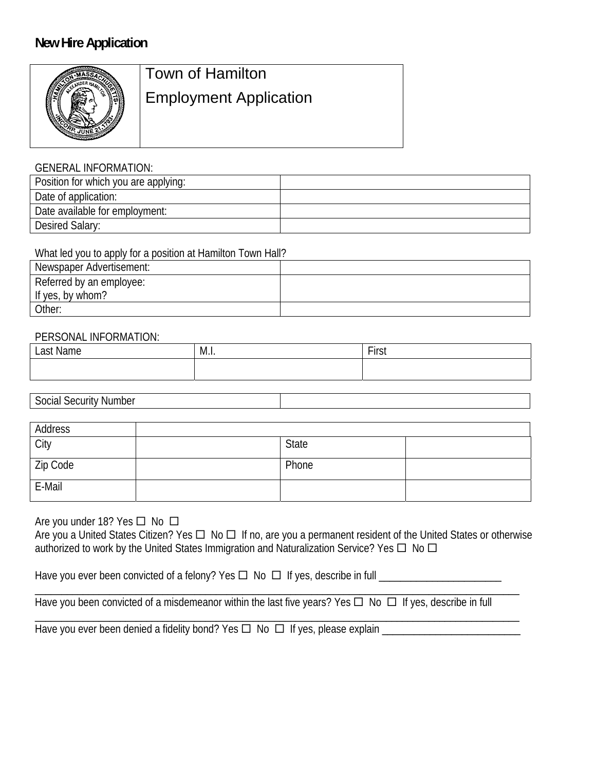# New Hire Application

| | Town of Hamilton<br>Employment Application |
|---|---|

GENERAL INFORMATION:

| Position for which you are applying: | |
|---|---|
| Date of application: | |
| Date available for employment: | |
| Desired Salary: | |

What led you to apply for a position at Hamilton Town Hall?

| Newspaper Advertisement: | |
|---|---|
| Referred by an employee:<br>If yes, by whom? | |
| Other: | |

PERSONAL INFORMATION:

| Last Name | M.I. | First |
|---|---|---|
| | | |

| Social Security Number | |
|---|---|

| Address | | | |
|---|---|---|---|
| City | | State | |
| Zip Code | | Phone | |
| E-Mail | | | |

Are you under 18? Yes ☐ No ☐

Are you a United States Citizen? Yes ☐ No ☐ If no, are you a permanent resident of the United States or otherwise authorized to work by the United States Immigration and Naturalization Service? Yes ☐ No ☐

Have you ever been convicted of a felony? Yes ☐ No ☐ If yes, describe in full ______________________

______________________________________________________________________________

Have you been convicted of a misdemeanor within the last five years? Yes ☐ No ☐ If yes, describe in full

______________________________________________________________________________

Have you ever been denied a fidelity bond? Yes ☐ No ☐ If yes, please explain ________________________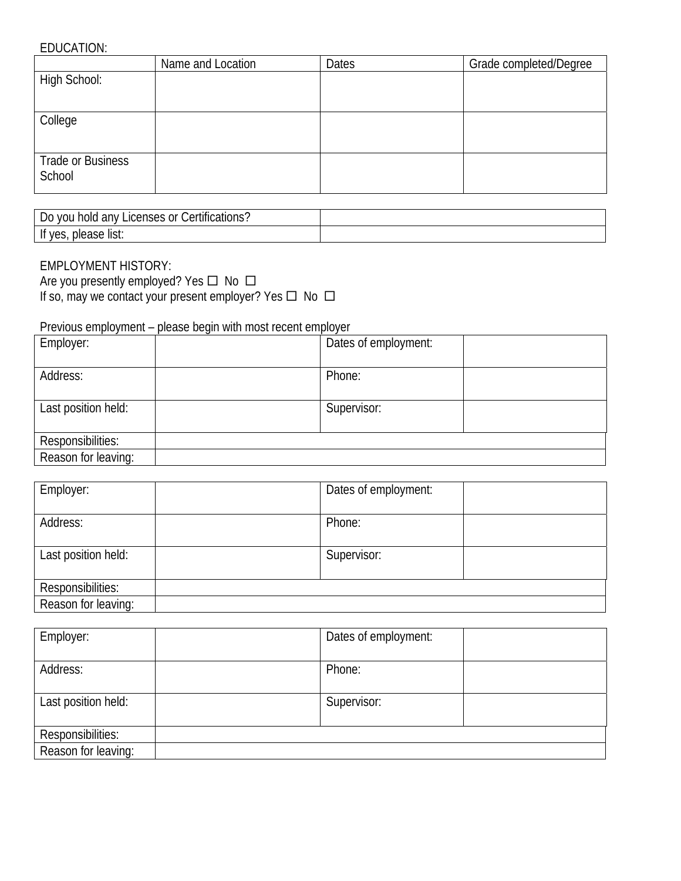EDUCATION:

| | Name and Location | Dates | Grade completed/Degree |
|---|---|---|---|
| High School: | | | |
| College | | | |
| Trade or Business School | | | |

| Do you hold any Licenses or Certifications? | |
|---|---|
| If yes, please list: | |

EMPLOYMENT HISTORY:

Are you presently employed? Yes ☐ No ☐

If so, may we contact your present employer? Yes ☐ No ☐

Previous employment – please begin with most recent employer

| Employer: | | Dates of employment: | |
|---|---|---|---|
| Address: | | Phone: | |
| Last position held: | | Supervisor: | |
| Responsibilities: | | | |
| Reason for leaving: | | | |

| Employer: | | Dates of employment: | |
|---|---|---|---|
| Address: | | Phone: | |
| Last position held: | | Supervisor: | |
| Responsibilities: | | | |
| Reason for leaving: | | | |

| Employer: | | Dates of employment: | |
|---|---|---|---|
| Address: | | Phone: | |
| Last position held: | | Supervisor: | |
| Responsibilities: | | | |
| Reason for leaving: | | | |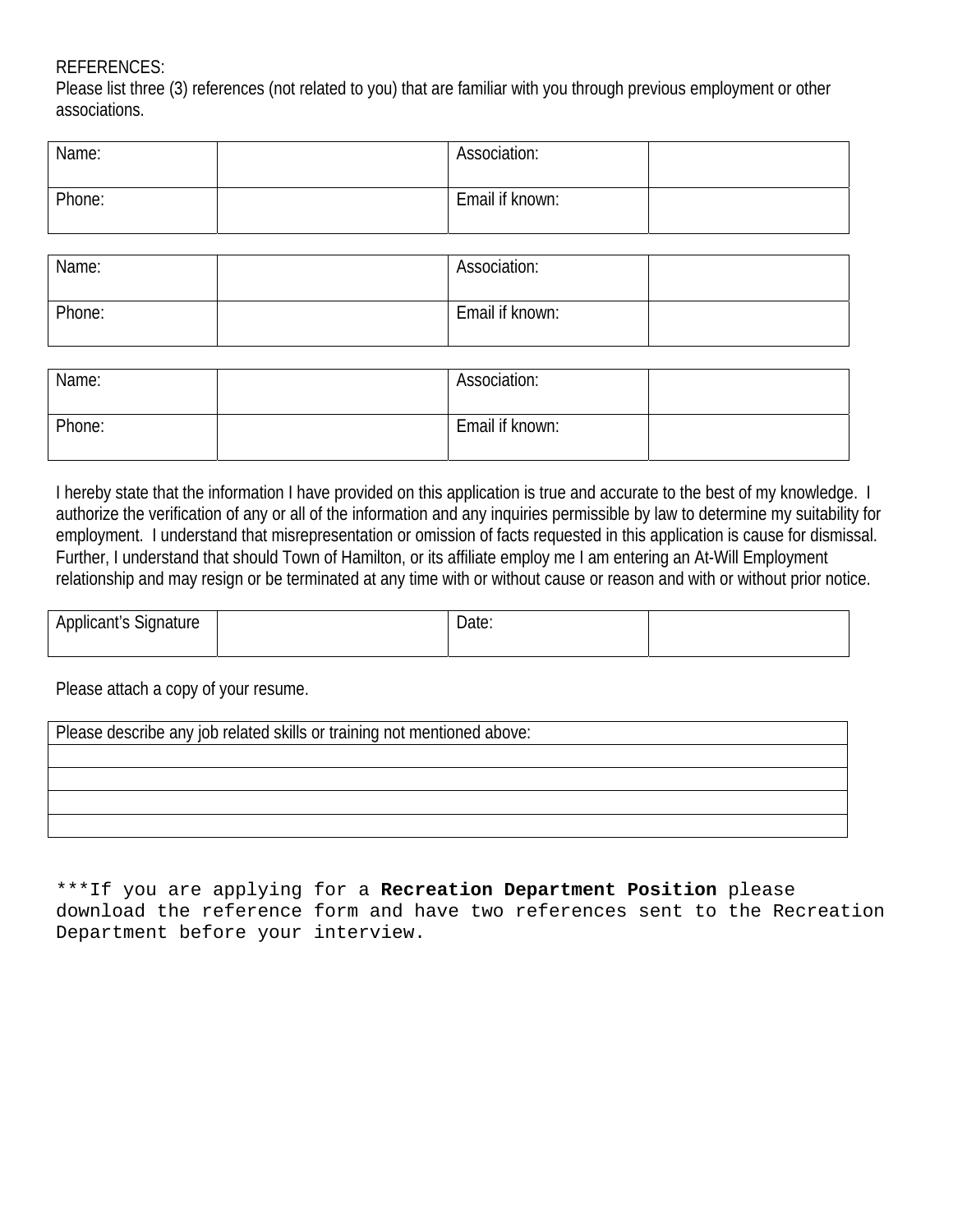REFERENCES:

Please list three (3) references (not related to you) that are familiar with you through previous employment or other associations.

| | | | |
|---|---|---|---|
| Name: | | Association: | |
| Phone: | | Email if known: | |

| | | | |
|---|---|---|---|
| Name: | | Association: | |
| Phone: | | Email if known: | |

| | | | |
|---|---|---|---|
| Name: | | Association: | |
| Phone: | | Email if known: | |

I hereby state that the information I have provided on this application is true and accurate to the best of my knowledge. I authorize the verification of any or all of the information and any inquiries permissible by law to determine my suitability for employment. I understand that misrepresentation or omission of facts requested in this application is cause for dismissal. Further, I understand that should Town of Hamilton, or its affiliate employ me I am entering an At-Will Employment relationship and may resign or be terminated at any time with or without cause or reason and with or without prior notice.

| | | | |
|---|---|---|---|
| Applicant's Signature | | Date: | |

Please attach a copy of your resume.

| Please describe any job related skills or training not mentioned above: |
|---|
| |
| |
| |
| |

***If you are applying for a **Recreation Department Position** please download the reference form and have two references sent to the Recreation Department before your interview.